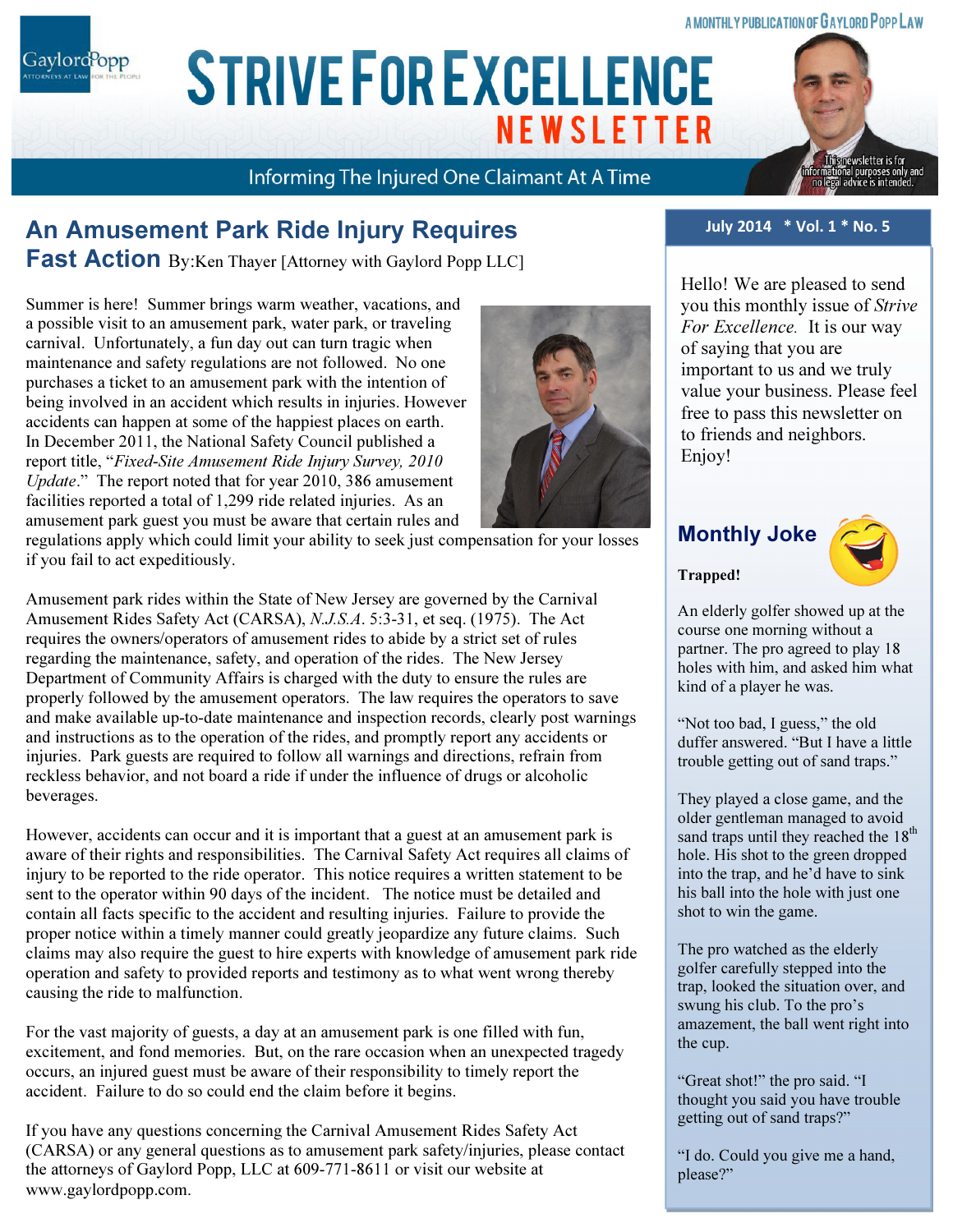A MONTHLY PUBLICATION OF GAYLORD POPP LAW

# STRIVE FOR EXCELLENCE NEWSLETTER

Informing The Injured One Claimant At A Time

This newsletter is for informational purposes only and no legal advice is intended.

## An Amusement Park Ride Injury Requires Fast Action

By: Ken Thayer [Attorney with Gaylord Popp LLC]

Summer is here! Summer brings warm weather, vacations, and a possible visit to an amusement park, water park, or traveling carnival. Unfortunately, a fun day out can turn tragic when maintenance and safety regulations are not followed. No one purchases a ticket to an amusement park with the intention of being involved in an accident which results in injuries. However accidents can happen at some of the happiest places on earth. In December 2011, the National Safety Council published a report title, "*Fixed-Site Amusement Ride Injury Survey, 2010 Update*." The report noted that for year 2010, 386 amusement facilities reported a total of 1,299 ride related injuries. As an amusement park guest you must be aware that certain rules and regulations apply which could limit your ability to seek just compensation for your losses if you fail to act expeditiously.

Amusement park rides within the State of New Jersey are governed by the Carnival Amusement Rides Safety Act (CARSA), *N.J.S.A.* 5:3-31, et seq. (1975). The Act requires the owners/operators of amusement rides to abide by a strict set of rules regarding the maintenance, safety, and operation of the rides. The New Jersey Department of Community Affairs is charged with the duty to ensure the rules are properly followed by the amusement operators. The law requires the operators to save and make available up-to-date maintenance and inspection records, clearly post warnings and instructions as to the operation of the rides, and promptly report any accidents or injuries. Park guests are required to follow all warnings and directions, refrain from reckless behavior, and not board a ride if under the influence of drugs or alcoholic beverages.

However, accidents can occur and it is important that a guest at an amusement park is aware of their rights and responsibilities. The Carnival Safety Act requires all claims of injury to be reported to the ride operator. This notice requires a written statement to be sent to the operator within 90 days of the incident. The notice must be detailed and contain all facts specific to the accident and resulting injuries. Failure to provide the proper notice within a timely manner could greatly jeopardize any future claims. Such claims may also require the guest to hire experts with knowledge of amusement park ride operation and safety to provided reports and testimony as to what went wrong thereby causing the ride to malfunction.

For the vast majority of guests, a day at an amusement park is one filled with fun, excitement, and fond memories. But, on the rare occasion when an unexpected tragedy occurs, an injured guest must be aware of their responsibility to timely report the accident. Failure to do so could end the claim before it begins.

If you have any questions concerning the Carnival Amusement Rides Safety Act (CARSA) or any general questions as to amusement park safety/injuries, please contact the attorneys of Gaylord Popp, LLC at 609-771-8611 or visit our website at www.gaylordpopp.com.

**July 2014 * Vol. 1 * No. 5**

Hello! We are pleased to send you this monthly issue of *Strive For Excellence*. It is our way of saying that you are important to us and we truly value your business. Please feel free to pass this newsletter on to friends and neighbors. Enjoy!

## Monthly Joke

**Trapped!**

An elderly golfer showed up at the course one morning without a partner. The pro agreed to play 18 holes with him, and asked him what kind of a player he was.

"Not too bad, I guess," the old duffer answered. "But I have a little trouble getting out of sand traps."

They played a close game, and the older gentleman managed to avoid sand traps until they reached the 18th hole. His shot to the green dropped into the trap, and he'd have to sink his ball into the hole with just one shot to win the game.

The pro watched as the elderly golfer carefully stepped into the trap, looked the situation over, and swung his club. To the pro's amazement, the ball went right into the cup.

"Great shot!" the pro said. "I thought you said you have trouble getting out of sand traps?"

"I do. Could you give me a hand, please?"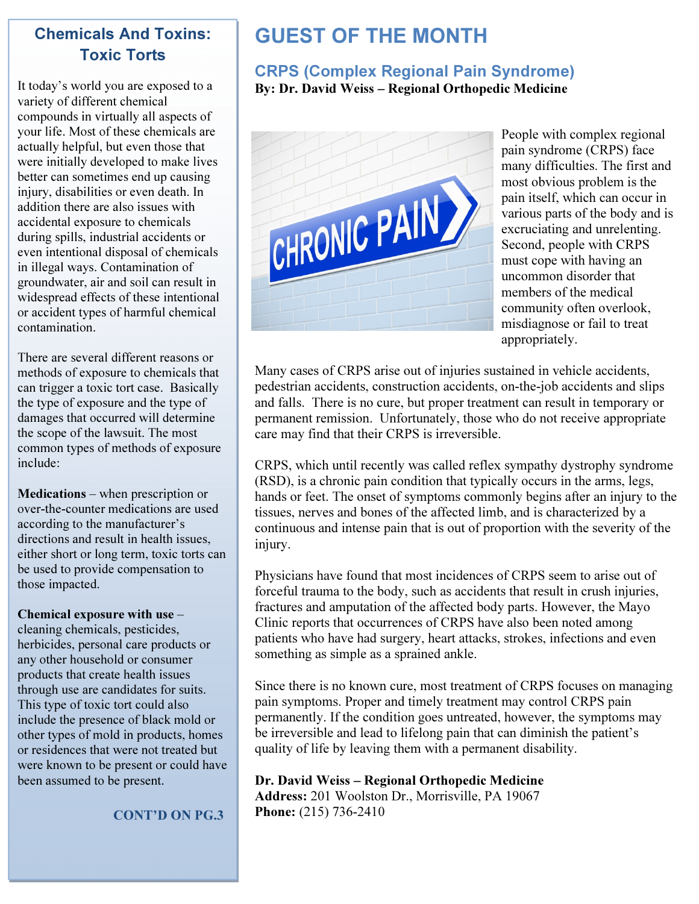## Chemicals And Toxins: Toxic Torts

It today's world you are exposed to a variety of different chemical compounds in virtually all aspects of your life. Most of these chemicals are actually helpful, but even those that were initially developed to make lives better can sometimes end up causing injury, disabilities or even death. In addition there are also issues with accidental exposure to chemicals during spills, industrial accidents or even intentional disposal of chemicals in illegal ways. Contamination of groundwater, air and soil can result in widespread effects of these intentional or accident types of harmful chemical contamination.

There are several different reasons or methods of exposure to chemicals that can trigger a toxic tort case. Basically the type of exposure and the type of damages that occurred will determine the scope of the lawsuit. The most common types of methods of exposure include:

**Medications** – when prescription or over-the-counter medications are used according to the manufacturer's directions and result in health issues, either short or long term, toxic torts can be used to provide compensation to those impacted.

**Chemical exposure with use** – cleaning chemicals, pesticides, herbicides, personal care products or any other household or consumer products that create health issues through use are candidates for suits. This type of toxic tort could also include the presence of black mold or other types of mold in products, homes or residences that were not treated but were known to be present or could have been assumed to be present.

**CONT'D ON PG.3**

# GUEST OF THE MONTH

## CRPS (Complex Regional Pain Syndrome)

**By: Dr. David Weiss – Regional Orthopedic Medicine**

People with complex regional pain syndrome (CRPS) face many difficulties. The first and most obvious problem is the pain itself, which can occur in various parts of the body and is excruciating and unrelenting. Second, people with CRPS must cope with having an uncommon disorder that members of the medical community often overlook, misdiagnose or fail to treat appropriately.

Many cases of CRPS arise out of injuries sustained in vehicle accidents, pedestrian accidents, construction accidents, on-the-job accidents and slips and falls. There is no cure, but proper treatment can result in temporary or permanent remission. Unfortunately, those who do not receive appropriate care may find that their CRPS is irreversible.

CRPS, which until recently was called reflex sympathy dystrophy syndrome (RSD), is a chronic pain condition that typically occurs in the arms, legs, hands or feet. The onset of symptoms commonly begins after an injury to the tissues, nerves and bones of the affected limb, and is characterized by a continuous and intense pain that is out of proportion with the severity of the injury.

Physicians have found that most incidences of CRPS seem to arise out of forceful trauma to the body, such as accidents that result in crush injuries, fractures and amputation of the affected body parts. However, the Mayo Clinic reports that occurrences of CRPS have also been noted among patients who have had surgery, heart attacks, strokes, infections and even something as simple as a sprained ankle.

Since there is no known cure, most treatment of CRPS focuses on managing pain symptoms. Proper and timely treatment may control CRPS pain permanently. If the condition goes untreated, however, the symptoms may be irreversible and lead to lifelong pain that can diminish the patient's quality of life by leaving them with a permanent disability.

**Dr. David Weiss – Regional Orthopedic Medicine**
**Address:** 201 Woolston Dr., Morrisville, PA 19067
**Phone:** (215) 736-2410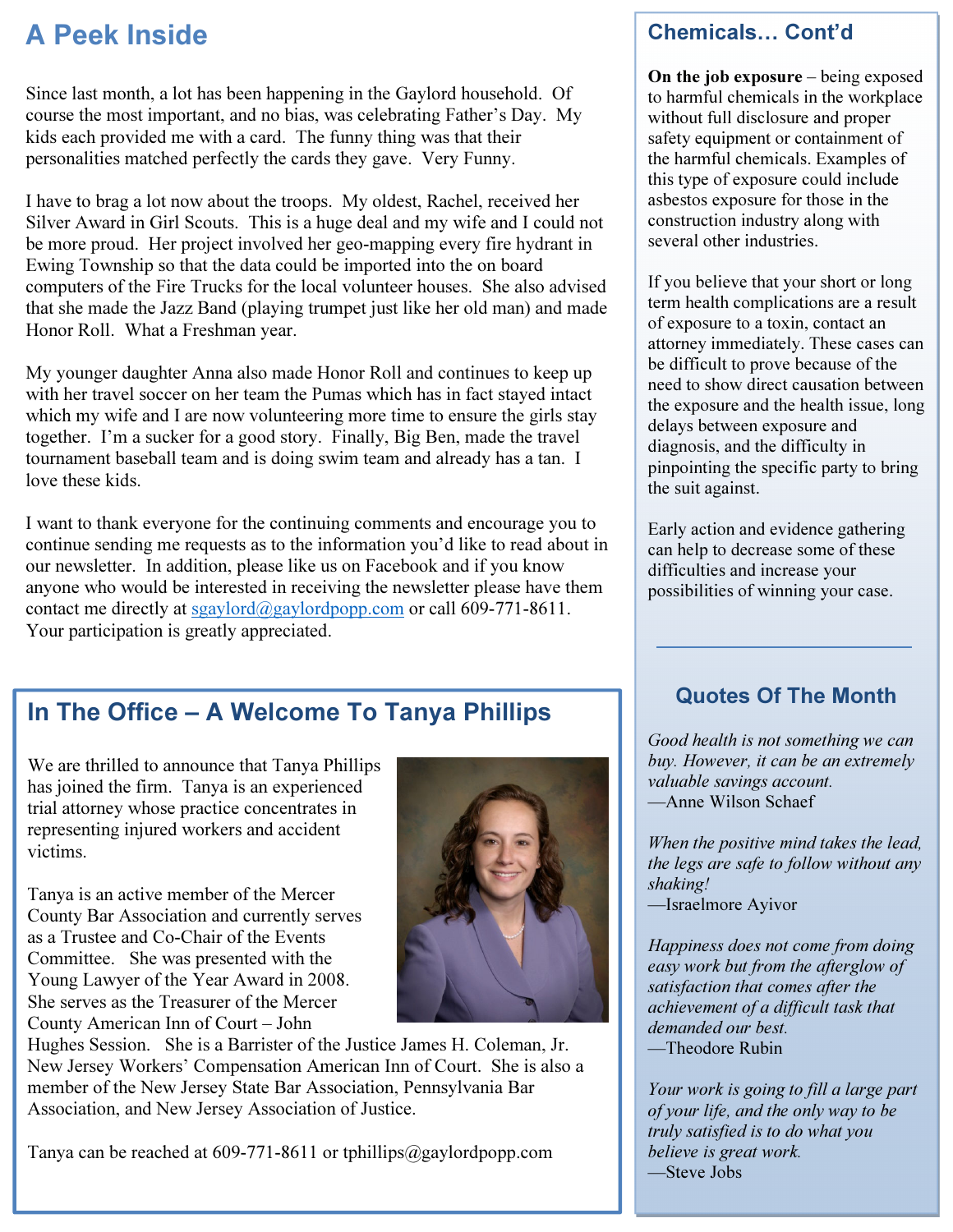## A Peek Inside

Since last month, a lot has been happening in the Gaylord household. Of course the most important, and no bias, was celebrating Father's Day. My kids each provided me with a card. The funny thing was that their personalities matched perfectly the cards they gave. Very Funny.

I have to brag a lot now about the troops. My oldest, Rachel, received her Silver Award in Girl Scouts. This is a huge deal and my wife and I could not be more proud. Her project involved her geo-mapping every fire hydrant in Ewing Township so that the data could be imported into the on board computers of the Fire Trucks for the local volunteer houses. She also advised that she made the Jazz Band (playing trumpet just like her old man) and made Honor Roll. What a Freshman year.

My younger daughter Anna also made Honor Roll and continues to keep up with her travel soccer on her team the Pumas which has in fact stayed intact which my wife and I are now volunteering more time to ensure the girls stay together. I'm a sucker for a good story. Finally, Big Ben, made the travel tournament baseball team and is doing swim team and already has a tan. I love these kids.

I want to thank everyone for the continuing comments and encourage you to continue sending me requests as to the information you'd like to read about in our newsletter. In addition, please like us on Facebook and if you know anyone who would be interested in receiving the newsletter please have them contact me directly at sgaylord@gaylordpopp.com or call 609-771-8611. Your participation is greatly appreciated.

## In The Office – A Welcome To Tanya Phillips

We are thrilled to announce that Tanya Phillips has joined the firm. Tanya is an experienced trial attorney whose practice concentrates in representing injured workers and accident victims.

Tanya is an active member of the Mercer County Bar Association and currently serves as a Trustee and Co-Chair of the Events Committee. She was presented with the Young Lawyer of the Year Award in 2008. She serves as the Treasurer of the Mercer County American Inn of Court – John Hughes Session. She is a Barrister of the Justice James H. Coleman, Jr. New Jersey Workers' Compensation American Inn of Court. She is also a member of the New Jersey State Bar Association, Pennsylvania Bar Association, and New Jersey Association of Justice.

Tanya can be reached at 609-771-8611 or tphillips@gaylordpopp.com

## Chemicals… Cont'd

**On the job exposure** – being exposed to harmful chemicals in the workplace without full disclosure and proper safety equipment or containment of the harmful chemicals. Examples of this type of exposure could include asbestos exposure for those in the construction industry along with several other industries.

If you believe that your short or long term health complications are a result of exposure to a toxin, contact an attorney immediately. These cases can be difficult to prove because of the need to show direct causation between the exposure and the health issue, long delays between exposure and diagnosis, and the difficulty in pinpointing the specific party to bring the suit against.

Early action and evidence gathering can help to decrease some of these difficulties and increase your possibilities of winning your case.

## Quotes Of The Month

*Good health is not something we can buy. However, it can be an extremely valuable savings account.*
—Anne Wilson Schaef

*When the positive mind takes the lead, the legs are safe to follow without any shaking!*
—Israelmore Ayivor

*Happiness does not come from doing easy work but from the afterglow of satisfaction that comes after the achievement of a difficult task that demanded our best.*
—Theodore Rubin

*Your work is going to fill a large part of your life, and the only way to be truly satisfied is to do what you believe is great work.*
—Steve Jobs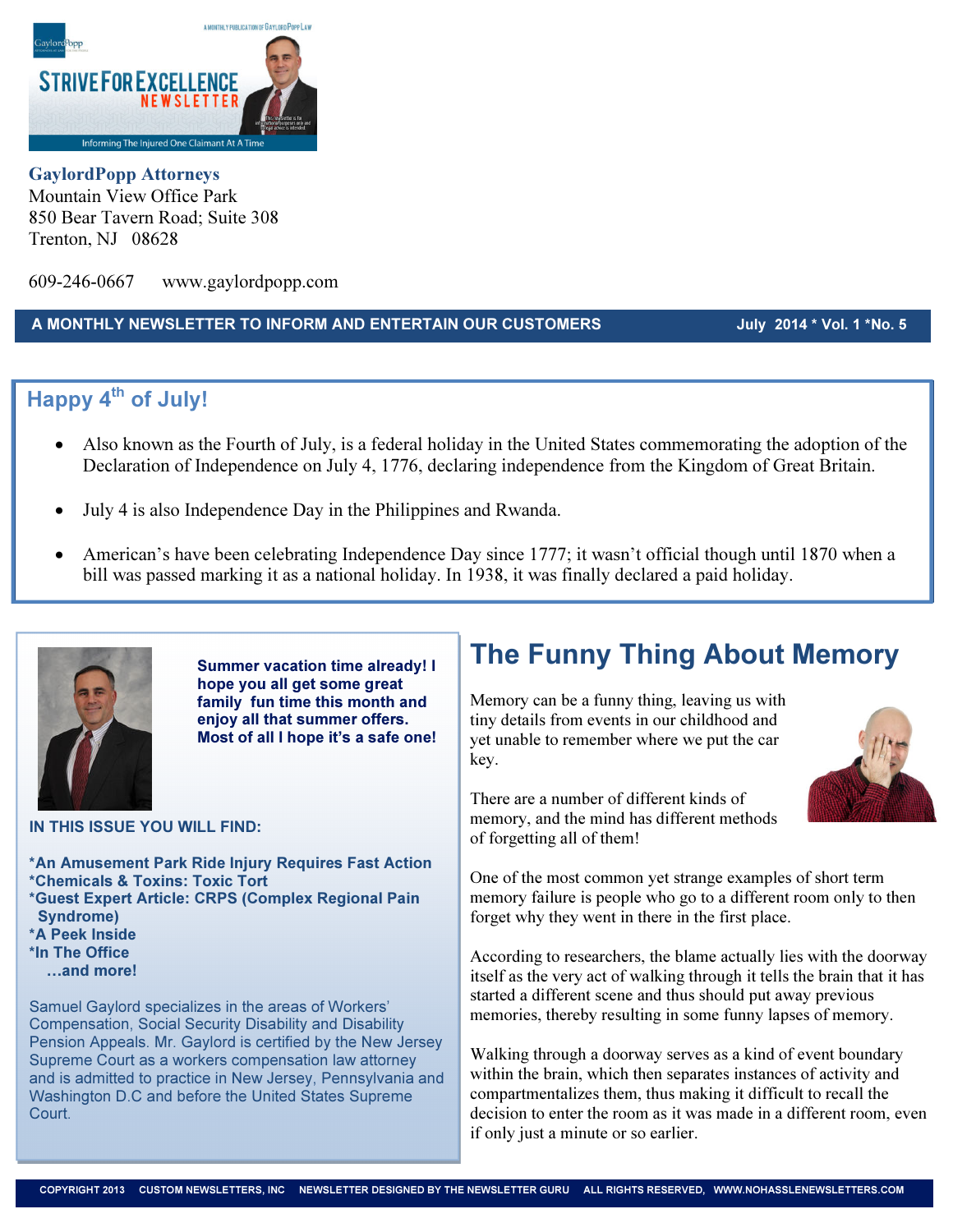STRIVE FOR EXCELLENCE NEWSLETTER

A MONTHLY PUBLICATION OF GAYLORDPOPP LAW

Informing The Injured One Claimant At A Time

**GaylordPopp Attorneys**
Mountain View Office Park
850 Bear Tavern Road; Suite 308
Trenton, NJ 08628

609-246-0667 www.gaylordpopp.com

**A MONTHLY NEWSLETTER TO INFORM AND ENTERTAIN OUR CUSTOMERS** — July 2014 * Vol. 1 *No. 5

## Happy 4th of July!

- Also known as the Fourth of July, is a federal holiday in the United States commemorating the adoption of the Declaration of Independence on July 4, 1776, declaring independence from the Kingdom of Great Britain.
- July 4 is also Independence Day in the Philippines and Rwanda.
- American's have been celebrating Independence Day since 1777; it wasn't official though until 1870 when a bill was passed marking it as a national holiday. In 1938, it was finally declared a paid holiday.

**Summer vacation time already! I hope you all get some great family fun time this month and enjoy all that summer offers. Most of all I hope it's a safe one!**

**IN THIS ISSUE YOU WILL FIND:**

**\*An Amusement Park Ride Injury Requires Fast Action**
**\*Chemicals & Toxins: Toxic Tort**
**\*Guest Expert Article: CRPS (Complex Regional Pain Syndrome)**
**\*A Peek Inside**
**\*In The Office**
**…and more!**

Samuel Gaylord specializes in the areas of Workers' Compensation, Social Security Disability and Disability Pension Appeals. Mr. Gaylord is certified by the New Jersey Supreme Court as a workers compensation law attorney and is admitted to practice in New Jersey, Pennsylvania and Washington D.C and before the United States Supreme Court.

## The Funny Thing About Memory

Memory can be a funny thing, leaving us with tiny details from events in our childhood and yet unable to remember where we put the car key.

There are a number of different kinds of memory, and the mind has different methods of forgetting all of them!

One of the most common yet strange examples of short term memory failure is people who go to a different room only to then forget why they went in there in the first place.

According to researchers, the blame actually lies with the doorway itself as the very act of walking through it tells the brain that it has started a different scene and thus should put away previous memories, thereby resulting in some funny lapses of memory.

Walking through a doorway serves as a kind of event boundary within the brain, which then separates instances of activity and compartmentalizes them, thus making it difficult to recall the decision to enter the room as it was made in a different room, even if only just a minute or so earlier.

COPYRIGHT 2013 CUSTOM NEWSLETTERS, INC NEWSLETTER DESIGNED BY THE NEWSLETTER GURU ALL RIGHTS RESERVED, WWW.NOHASSLENEWSLETTERS.COM